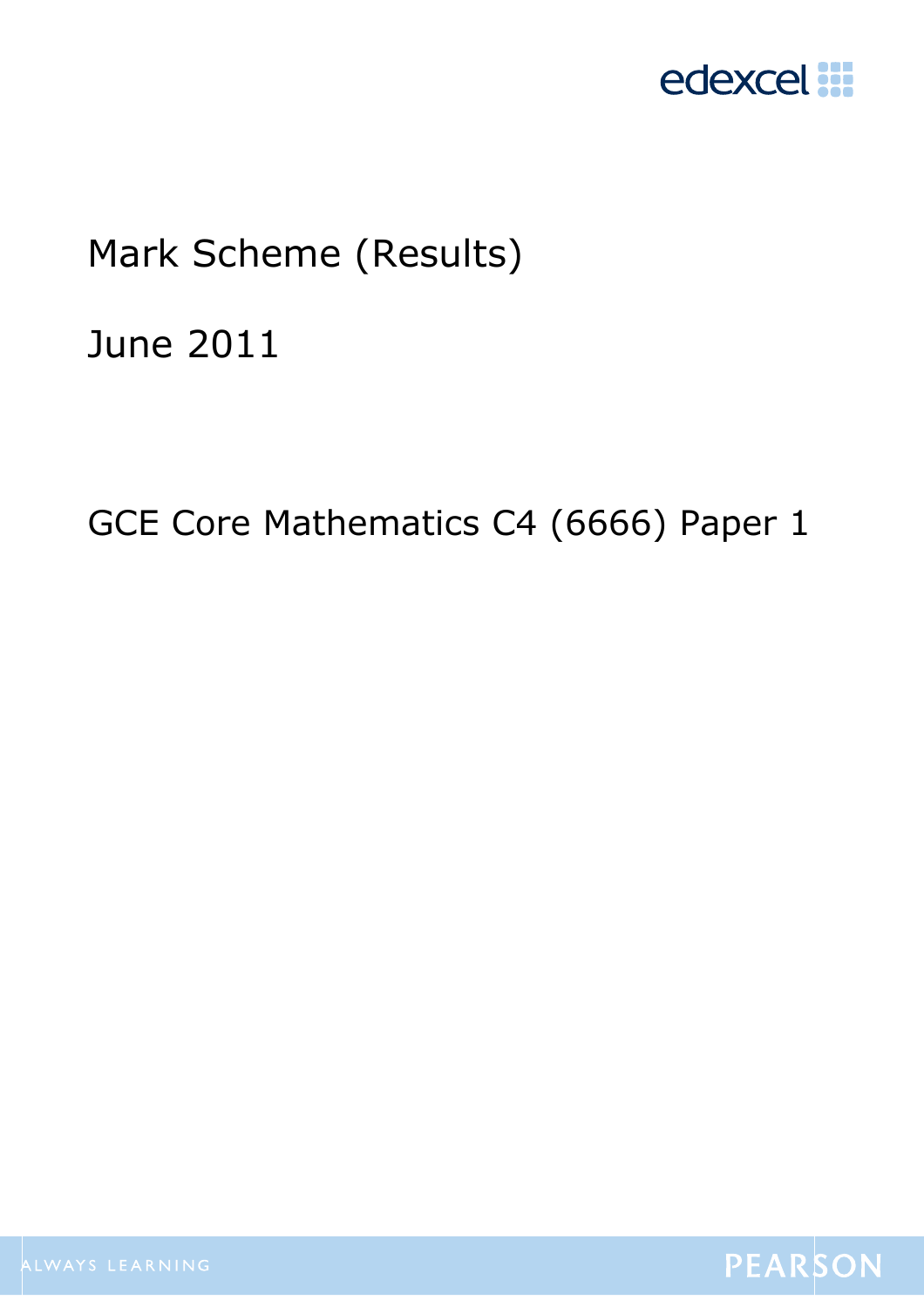# Mark Scheme (Results)

## June 2011

## GCE Core Mathematics C4 (6666) Paper 1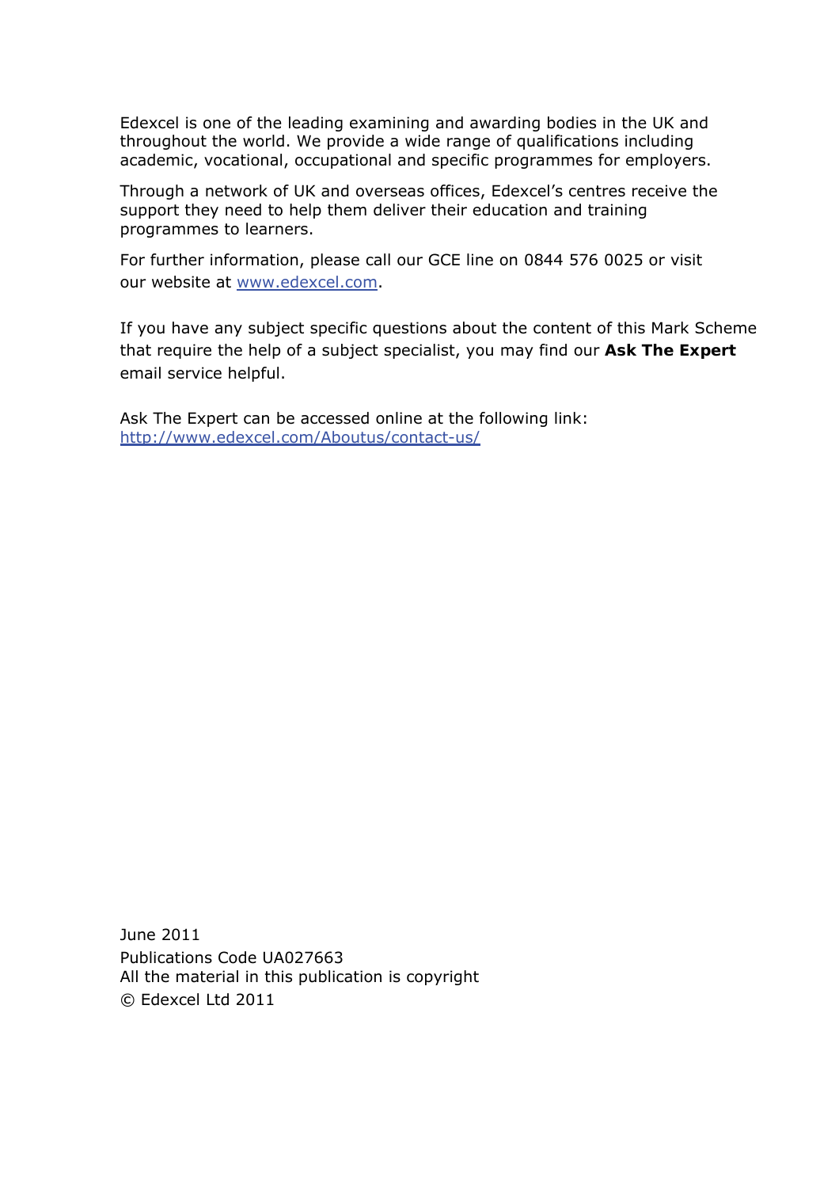Edexcel is one of the leading examining and awarding bodies in the UK and throughout the world. We provide a wide range of qualifications including academic, vocational, occupational and specific programmes for employers.

Through a network of UK and overseas offices, Edexcel's centres receive the support they need to help them deliver their education and training programmes to learners.

For further information, please call our GCE line on 0844 576 0025 or visit our website at [www.edexcel.com](http://www.edexcel.com).

If you have any subject specific questions about the content of this Mark Scheme that require the help of a subject specialist, you may find our **Ask The Expert** email service helpful.

Ask The Expert can be accessed online at the following link:
[http://www.edexcel.com/Aboutus/contact-us/](http://www.edexcel.com/Aboutus/contact-us/)

June 2011
Publications Code UA027663
All the material in this publication is copyright
© Edexcel Ltd 2011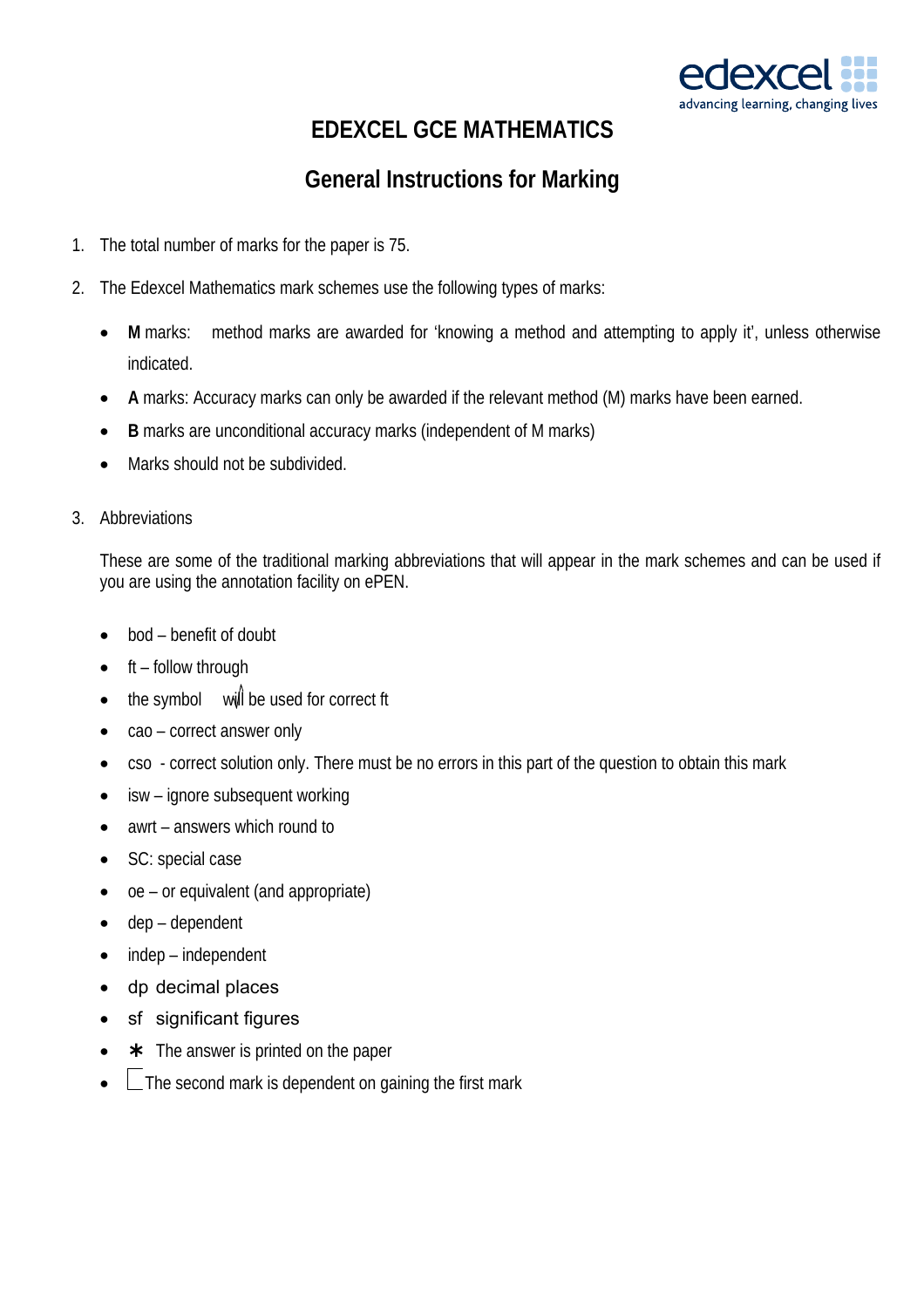# EDEXCEL GCE MATHEMATICS

## General Instructions for Marking

1. The total number of marks for the paper is 75.

2. The Edexcel Mathematics mark schemes use the following types of marks:

   - **M** marks: method marks are awarded for 'knowing a method and attempting to apply it', unless otherwise indicated.
   - **A** marks: Accuracy marks can only be awarded if the relevant method (M) marks have been earned.
   - **B** marks are unconditional accuracy marks (independent of M marks)
   - Marks should not be subdivided.

3. Abbreviations

   These are some of the traditional marking abbreviations that will appear in the mark schemes and can be used if you are using the annotation facility on ePEN.

   - bod – benefit of doubt
   - ft – follow through
   - the symbol √ will be used for correct ft
   - cao – correct answer only
   - cso - correct solution only. There must be no errors in this part of the question to obtain this mark
   - isw – ignore subsequent working
   - awrt – answers which round to
   - SC: special case
   - oe – or equivalent (and appropriate)
   - dep – dependent
   - indep – independent
   - dp decimal places
   - sf significant figures
   - ∗ The answer is printed on the paper
   - ⎣ The second mark is dependent on gaining the first mark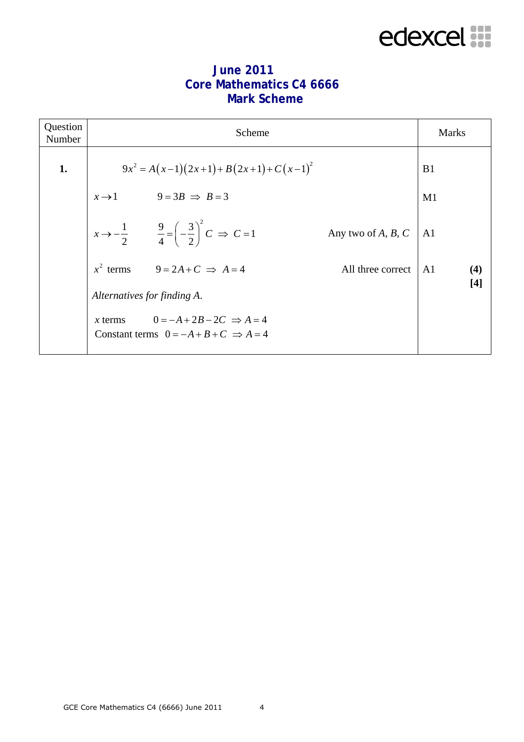# June 2011
# Core Mathematics C4 6666
# Mark Scheme

| Question Number | Scheme | Marks |
|---|---|---|
| 1. | $9x^2 = A(x-1)(2x+1) + B(2x+1) + C(x-1)^2$ | B1 |
| | $x \to 1 \qquad 9 = 3B \Rightarrow B = 3$ | M1 |
| | $x \to -\frac{1}{2} \qquad \frac{9}{4} = \left(-\frac{3}{2}\right)^2 C \Rightarrow C = 1$ Any two of $A$, $B$, $C$ | A1 |
| | $x^2$ terms $\qquad 9 = 2A + C \Rightarrow A = 4$ All three correct | A1 **(4)** **[4]** |
| | *Alternatives for finding A.* | |
| | $x$ terms $\qquad 0 = -A + 2B - 2C \Rightarrow A = 4$ <br> Constant terms $\quad 0 = -A + B + C \Rightarrow A = 4$ | |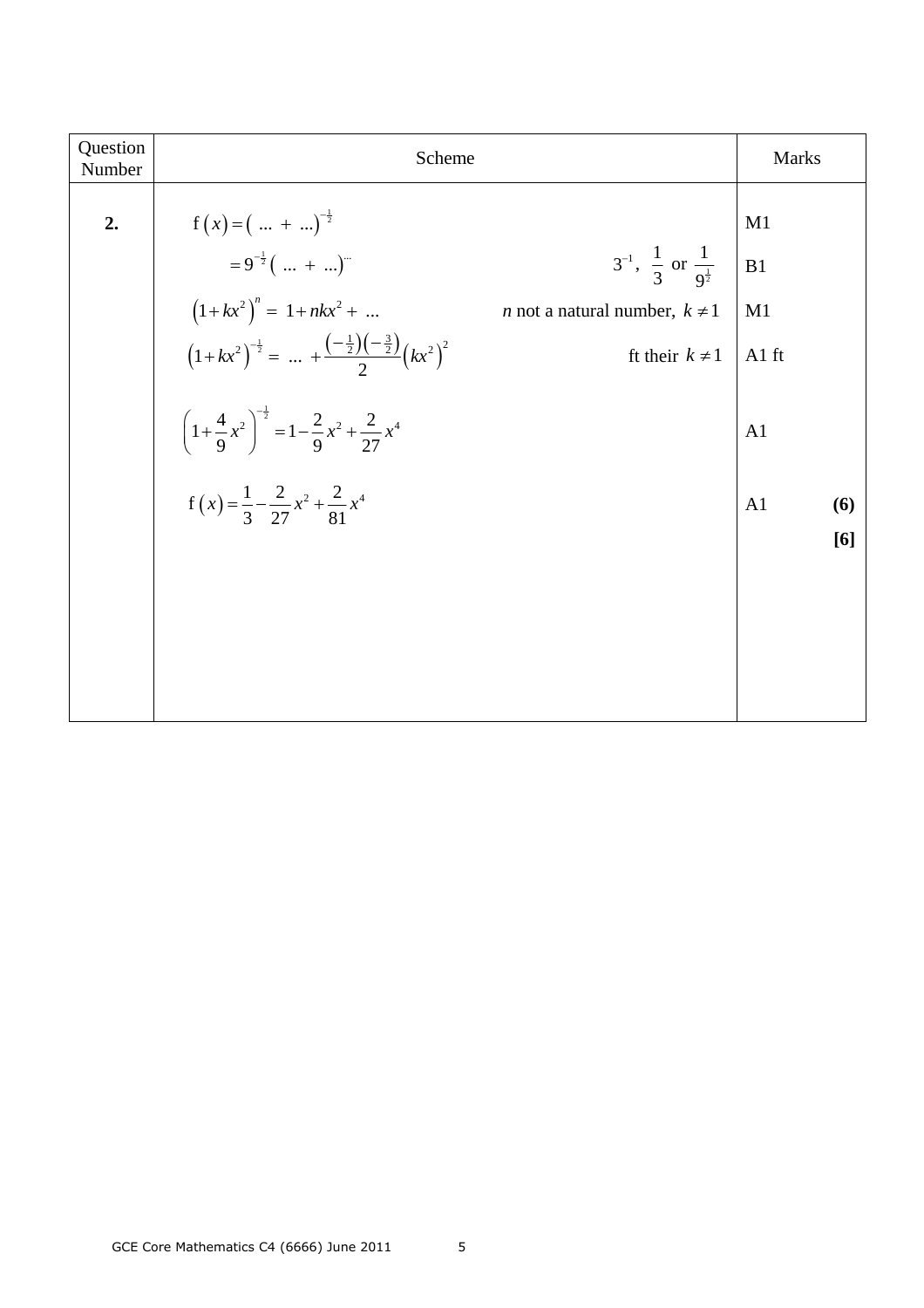| Question Number | Scheme | | Marks | |
|---|---|---|---|---|
| **2.** | $\mathrm{f}(x) = (\ \dots\ +\ \dots)^{-\frac{1}{2}}$ | | M1 | |
| | $= 9^{-\frac{1}{2}}(\ \dots\ +\ \dots)^{\cdots}$ | $3^{-1},\ \frac{1}{3}$ or $\frac{1}{9^{\frac{1}{2}}}$ | B1 | |
| | $(1+kx^2)^n = 1 + nkx^2 + \dots$ | $n$ not a natural number, $k \neq 1$ | M1 | |
| | $(1+kx^2)^{-\frac{1}{2}} = \dots + \frac{\left(-\frac{1}{2}\right)\left(-\frac{3}{2}\right)}{2}\left(kx^2\right)^2$ | ft their $k \neq 1$ | A1 ft | |
| | $\left(1+\frac{4}{9}x^2\right)^{-\frac{1}{2}} = 1 - \frac{2}{9}x^2 + \frac{2}{27}x^4$ | | A1 | |
| | $\mathrm{f}(x) = \frac{1}{3} - \frac{2}{27}x^2 + \frac{2}{81}x^4$ | | A1 | **(6)** |
| | | | | **[6]** |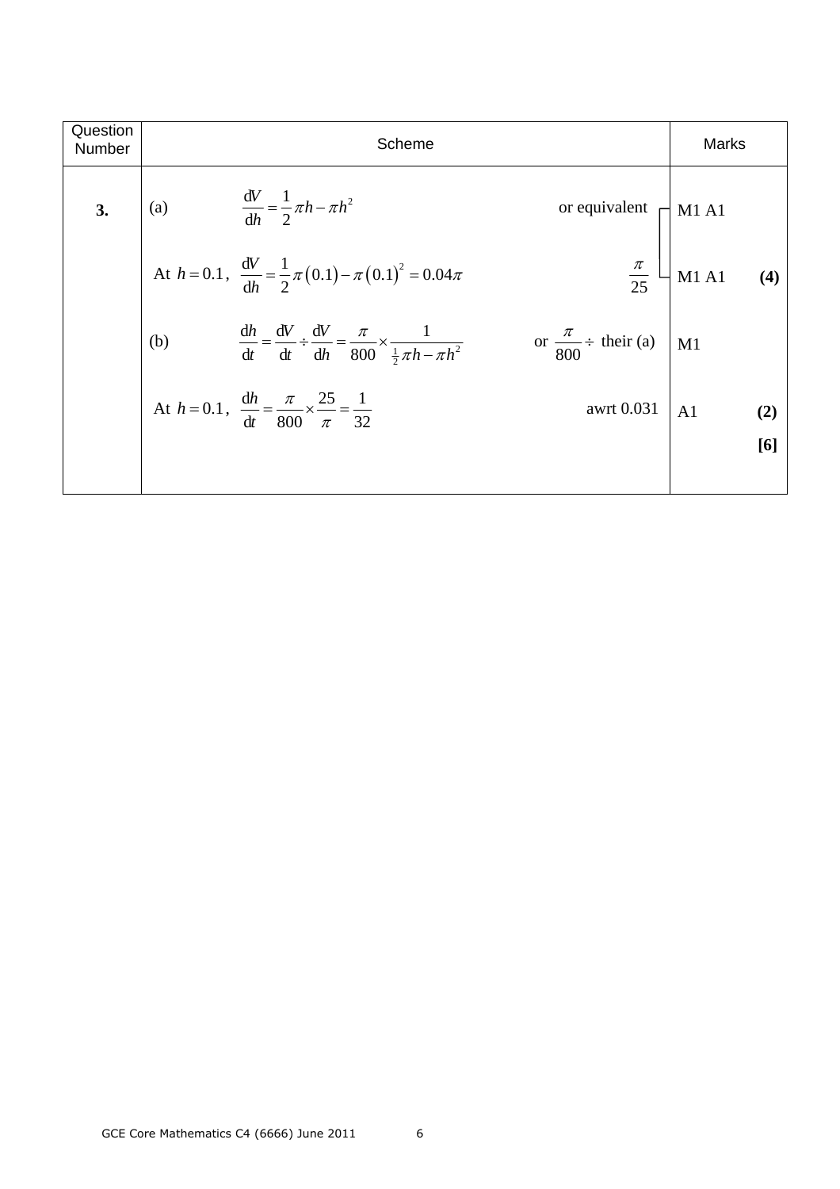| Question Number | Scheme | Marks | |
|---|---|---|---|
| **3.** | (a) $\dfrac{dV}{dh} = \dfrac{1}{2}\pi h - \pi h^2$ or equivalent | M1 A1 | |
| | At $h = 0.1$, $\dfrac{dV}{dh} = \dfrac{1}{2}\pi(0.1) - \pi(0.1)^2 = 0.04\pi$ $\quad \dfrac{\pi}{25}$ | M1 A1 | **(4)** |
| | (b) $\dfrac{dh}{dt} = \dfrac{dV}{dt} \div \dfrac{dV}{dh} = \dfrac{\pi}{800} \times \dfrac{1}{\frac{1}{2}\pi h - \pi h^2}$ or $\dfrac{\pi}{800} \div$ their (a) | M1 | |
| | At $h = 0.1$, $\dfrac{dh}{dt} = \dfrac{\pi}{800} \times \dfrac{25}{\pi} = \dfrac{1}{32}$ awrt 0.031 | A1 | **(2)** |
| | | | **[6]** |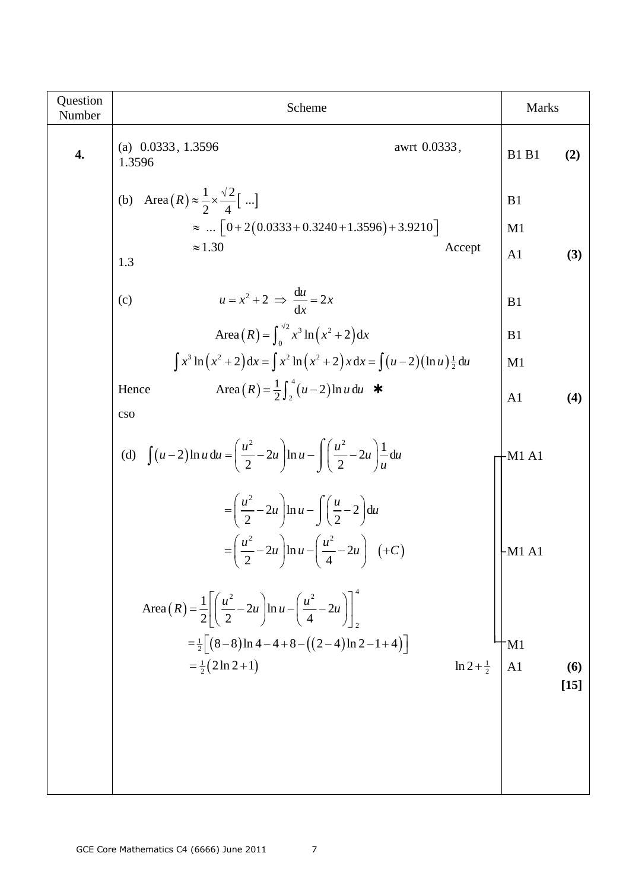| Question Number | Scheme | Marks | |
|---|---|---|---|
| **4.** | (a) $0.0333,\ 1.3596$ &nbsp;&nbsp;&nbsp;&nbsp; awrt $0.0333$, $1.3596$ | B1 B1 | **(2)** |
| | (b) $\text{Area}(R) \approx \frac{1}{2} \times \frac{\sqrt{2}}{4}[\ \ldots]$ | B1 | |
| | $\approx \ \ldots \left[0 + 2(0.0333 + 0.3240 + 1.3596) + 3.9210\right]$ | M1 | |
| | $\approx 1.30$ &nbsp;&nbsp;&nbsp;&nbsp; Accept 1.3 | A1 | **(3)** |
| | (c) $u = x^2 + 2 \Rightarrow \frac{\mathrm{d}u}{\mathrm{d}x} = 2x$ | B1 | |
| | $\text{Area}(R) = \int_0^{\sqrt{2}} x^3 \ln(x^2+2)\,\mathrm{d}x$ | B1 | |
| | $\int x^3 \ln(x^2+2)\,\mathrm{d}x = \int x^2 \ln(x^2+2)\,x\,\mathrm{d}x = \int (u-2)(\ln u)\tfrac{1}{2}\,\mathrm{d}u$ | M1 | |
| | Hence &nbsp;&nbsp; $\text{Area}(R) = \frac{1}{2}\int_2^4 (u-2)\ln u\,\mathrm{d}u$ ✱ &nbsp;&nbsp; cso | A1 | **(4)** |
| | (d) $\int (u-2)\ln u\,\mathrm{d}u = \left(\frac{u^2}{2} - 2u\right)\ln u - \int \left(\frac{u^2}{2} - 2u\right)\frac{1}{u}\,\mathrm{d}u$ | M1 A1 | |
| | $= \left(\frac{u^2}{2} - 2u\right)\ln u - \int \left(\frac{u}{2} - 2\right)\mathrm{d}u$ | | |
| | $= \left(\frac{u^2}{2} - 2u\right)\ln u - \left(\frac{u^2}{4} - 2u\right) \quad (+C)$ | M1 A1 | |
| | $\text{Area}(R) = \frac{1}{2}\left[\left(\frac{u^2}{2} - 2u\right)\ln u - \left(\frac{u^2}{4} - 2u\right)\right]_2^4$ | | |
| | $= \tfrac{1}{2}\left[(8-8)\ln 4 - 4 + 8 - \left((2-4)\ln 2 - 1 + 4\right)\right]$ | M1 | |
| | $= \tfrac{1}{2}(2\ln 2 + 1)$ &nbsp;&nbsp;&nbsp;&nbsp; $\ln 2 + \tfrac{1}{2}$ | A1 | **(6)** **[15]** |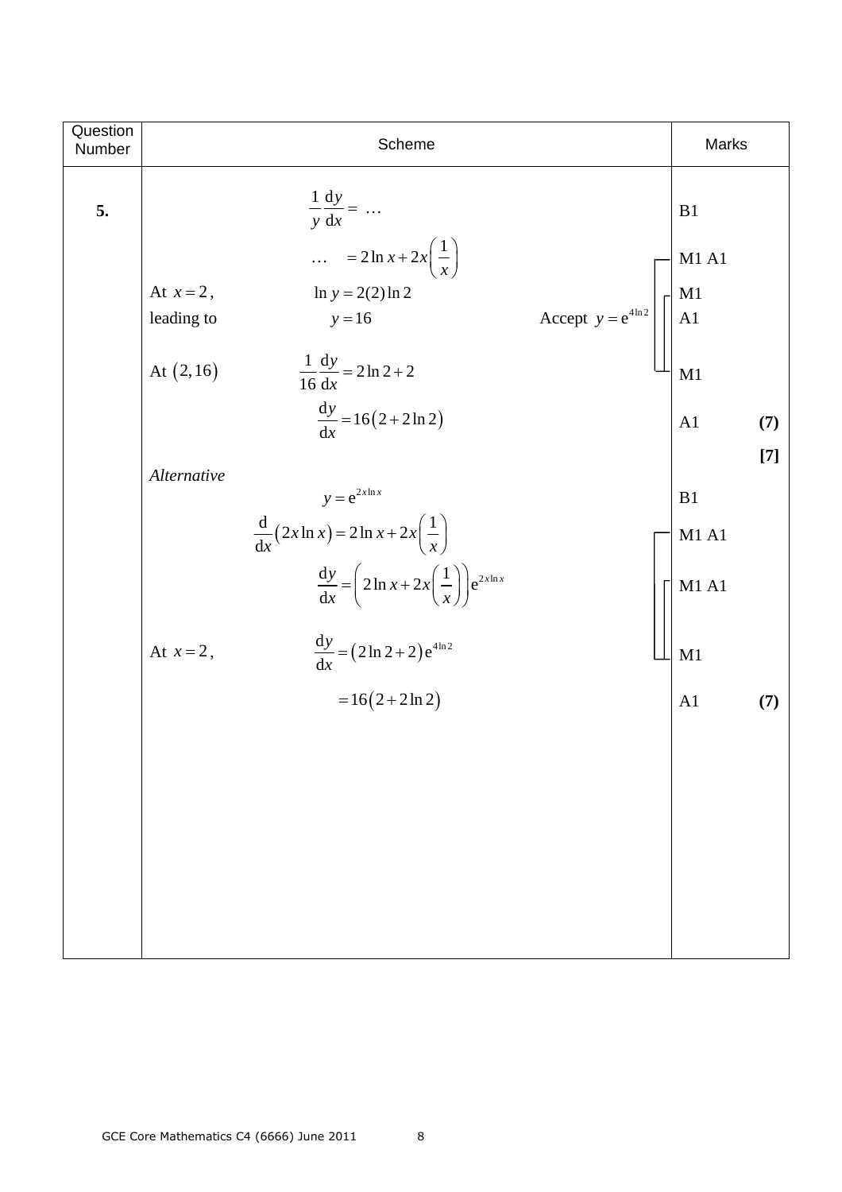| Question Number | Scheme | Marks | |
|---|---|---|---|
| 5. | $\frac{1}{y}\frac{dy}{dx} = \ \ldots$ | B1 | |
| | $\ldots \quad = 2\ln x + 2x\left(\frac{1}{x}\right)$ | M1 A1 | |
| | At $x = 2$, $\quad \ln y = 2(2)\ln 2$ | M1 | |
| | leading to $\quad y = 16 \qquad$ Accept $y = e^{4\ln 2}$ | A1 | |
| | At $(2, 16)$ $\quad \frac{1}{16}\frac{dy}{dx} = 2\ln 2 + 2$ | M1 | |
| | $\frac{dy}{dx} = 16(2 + 2\ln 2)$ | A1 | (7) |
| | | | [7] |
| | *Alternative* | | |
| | $y = e^{2x\ln x}$ | B1 | |
| | $\frac{d}{dx}(2x\ln x) = 2\ln x + 2x\left(\frac{1}{x}\right)$ | M1 A1 | |
| | $\frac{dy}{dx} = \left(2\ln x + 2x\left(\frac{1}{x}\right)\right)e^{2x\ln x}$ | M1 A1 | |
| | At $x = 2$, $\quad \frac{dy}{dx} = (2\ln 2 + 2)e^{4\ln 2}$ | M1 | |
| | $= 16(2 + 2\ln 2)$ | A1 | (7) |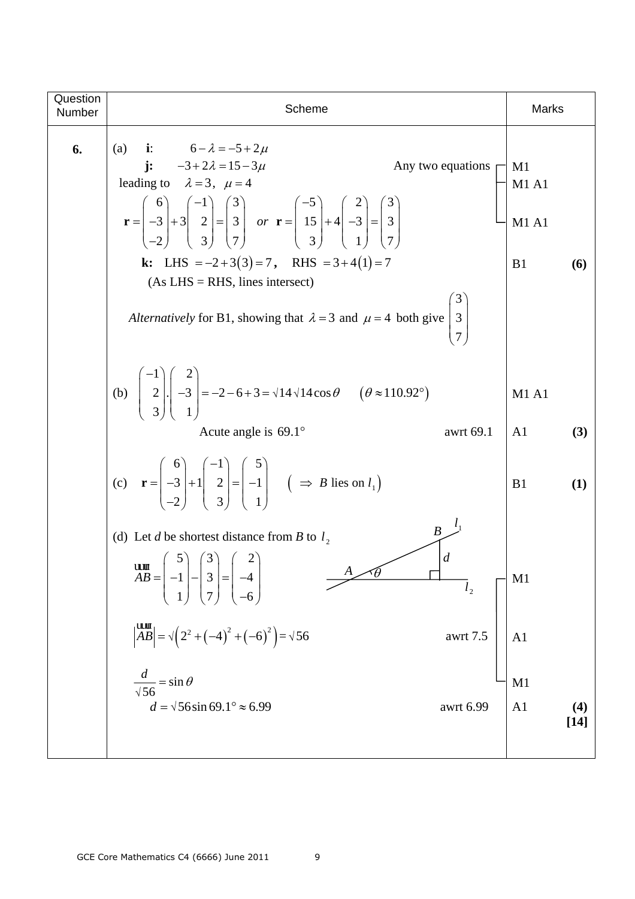| Question Number | Scheme | Marks |
|---|---|---|
| **6.** | (a) **i**: $6-\lambda = -5+2\mu$ | |
| | **j:** $-3+2\lambda = 15-3\mu$ Any two equations | M1 |
| | leading to $\lambda = 3,\ \mu = 4$ | M1 A1 |
| | $\mathbf{r} = \begin{pmatrix} 6 \\ -3 \\ -2 \end{pmatrix} + 3\begin{pmatrix} -1 \\ 2 \\ 3 \end{pmatrix} = \begin{pmatrix} 3 \\ 3 \\ 7 \end{pmatrix}$ *or* $\mathbf{r} = \begin{pmatrix} -5 \\ 15 \\ 3 \end{pmatrix} + 4\begin{pmatrix} 2 \\ -3 \\ 1 \end{pmatrix} = \begin{pmatrix} 3 \\ 3 \\ 7 \end{pmatrix}$ | M1 A1 |
| | **k:** LHS $= -2+3(3) = 7$, RHS $= 3+4(1) = 7$ | B1 **(6)** |
| | (As LHS = RHS, lines intersect) | |
| | *Alternatively* for B1, showing that $\lambda = 3$ and $\mu = 4$ both give $\begin{pmatrix} 3 \\ 3 \\ 7 \end{pmatrix}$ | |
| | (b) $\begin{pmatrix} -1 \\ 2 \\ 3 \end{pmatrix} . \begin{pmatrix} 2 \\ -3 \\ 1 \end{pmatrix} = -2-6+3 = \sqrt{14}\sqrt{14}\cos\theta \quad (\theta \approx 110.92°)$ | M1 A1 |
| | Acute angle is $69.1°$ awrt 69.1 | A1 **(3)** |
| | (c) $\mathbf{r} = \begin{pmatrix} 6 \\ -3 \\ -2 \end{pmatrix} + 1\begin{pmatrix} -1 \\ 2 \\ 3 \end{pmatrix} = \begin{pmatrix} 5 \\ -1 \\ 1 \end{pmatrix} \quad (\Rightarrow B \text{ lies on } l_1)$ | B1 **(1)** |
| | (d) Let $d$ be shortest distance from $B$ to $l_2$ | |
| | $\overrightarrow{AB} = \begin{pmatrix} 5 \\ -1 \\ 1 \end{pmatrix} - \begin{pmatrix} 3 \\ 3 \\ 7 \end{pmatrix} = \begin{pmatrix} 2 \\ -4 \\ -6 \end{pmatrix}$ | M1 |
| | $\lvert\overrightarrow{AB}\rvert = \sqrt{\left(2^2 + (-4)^2 + (-6)^2\right)} = \sqrt{56}$ awrt 7.5 | A1 |
| | $\frac{d}{\sqrt{56}} = \sin\theta$ | M1 |
| | $d = \sqrt{56}\sin 69.1° \approx 6.99$ awrt 6.99 | A1 **(4)** **[14]** |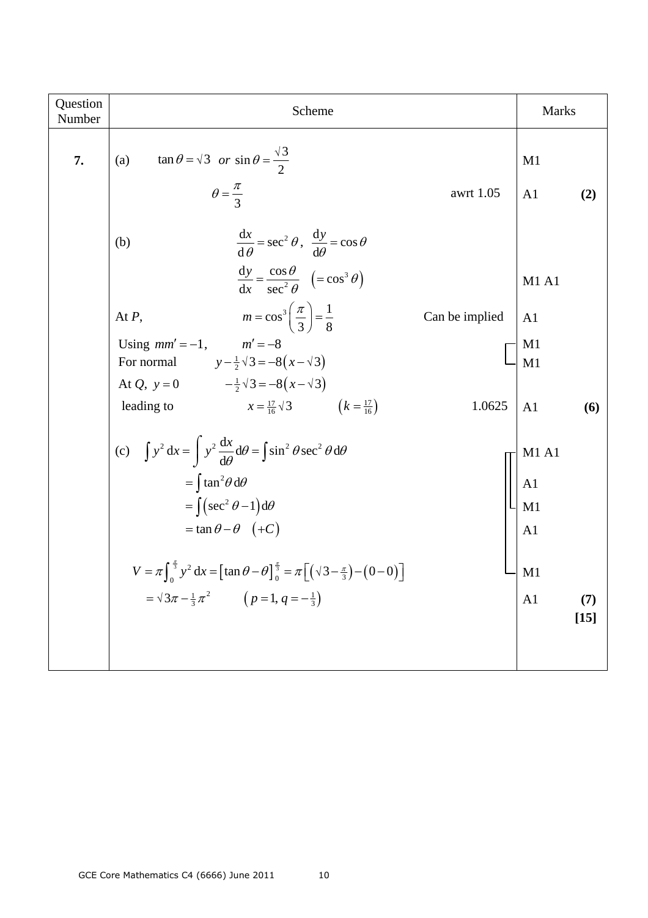| Question Number | Scheme | | Marks | |
|---|---|---|---|---|
| **7.** | (a) $\tan\theta = \sqrt{3}$ *or* $\sin\theta = \frac{\sqrt{3}}{2}$ | | M1 | |
| | $\theta = \frac{\pi}{3}$ | awrt 1.05 | A1 | **(2)** |
| | (b) $\frac{dx}{d\theta} = \sec^2\theta$, $\frac{dy}{d\theta} = \cos\theta$ | | | |
| | $\frac{dy}{dx} = \frac{\cos\theta}{\sec^2\theta}$ $\left(= \cos^3\theta\right)$ | | M1 A1 | |
| | At *P*, $m = \cos^3\left(\frac{\pi}{3}\right) = \frac{1}{8}$ | Can be implied | A1 | |
| | Using $mm' = -1$, $m' = -8$ | | M1 | |
| | For normal $y - \frac{1}{2}\sqrt{3} = -8\left(x - \sqrt{3}\right)$ | | M1 | |
| | At *Q*, $y = 0$ $-\frac{1}{2}\sqrt{3} = -8\left(x - \sqrt{3}\right)$ | | | |
| | leading to $x = \frac{17}{16}\sqrt{3}$ $\left(k = \frac{17}{16}\right)$ | 1.0625 | A1 | **(6)** |
| | (c) $\int y^2\,dx = \int y^2 \frac{dx}{d\theta}\,d\theta = \int \sin^2\theta \sec^2\theta\,d\theta$ | | M1 A1 | |
| | $= \int \tan^2\theta\,d\theta$ | | A1 | |
| | $= \int \left(\sec^2\theta - 1\right)d\theta$ | | M1 | |
| | $= \tan\theta - \theta \quad (+C)$ | | A1 | |
| | $V = \pi\int_0^{\frac{\pi}{3}} y^2\,dx = \left[\tan\theta - \theta\right]_0^{\frac{\pi}{3}} = \pi\left[\left(\sqrt{3} - \frac{\pi}{3}\right) - (0 - 0)\right]$ | | M1 | |
| | $= \sqrt{3}\pi - \frac{1}{3}\pi^2$ $\left(p = 1,\ q = -\frac{1}{3}\right)$ | | A1 | **(7)** **[15]** |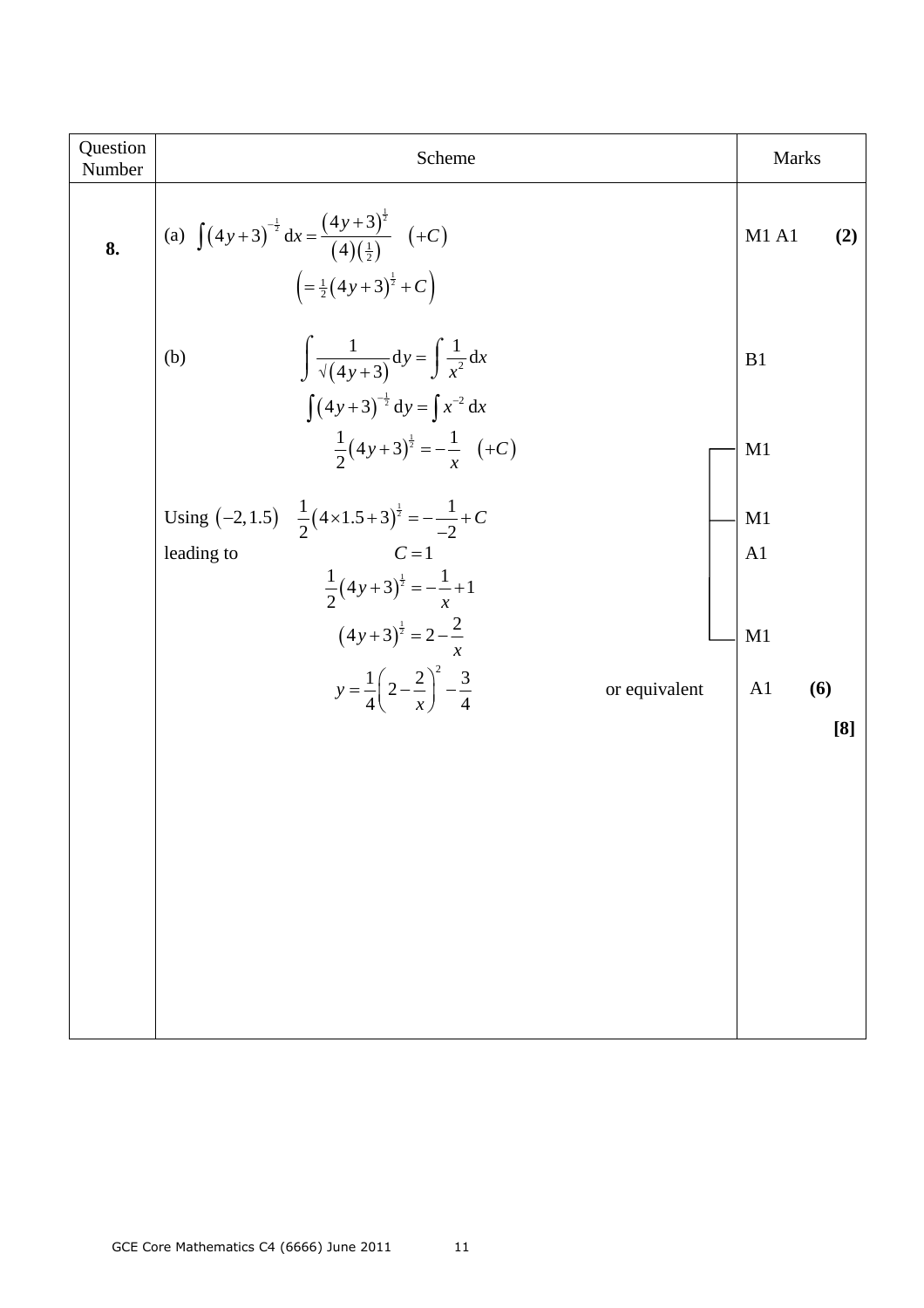| Question Number | Scheme | Marks |
|---|---|---|
| **8.** | (a) $\int (4y+3)^{-\frac{1}{2}}\,dx = \dfrac{(4y+3)^{\frac{1}{2}}}{(4)\left(\frac{1}{2}\right)} \quad (+C)$ | M1 A1 **(2)** |
| | $\left(= \frac{1}{2}(4y+3)^{\frac{1}{2}} + C\right)$ | |
| | (b) $\displaystyle\int \frac{1}{\sqrt{(4y+3)}}\,dy = \int \frac{1}{x^2}\,dx$ | B1 |
| | $\int (4y+3)^{-\frac{1}{2}}\,dy = \int x^{-2}\,dx$ | |
| | $\dfrac{1}{2}(4y+3)^{\frac{1}{2}} = -\dfrac{1}{x} \quad (+C)$ | M1 |
| | Using $(-2, 1.5)$ $\quad \dfrac{1}{2}(4\times 1.5+3)^{\frac{1}{2}} = -\dfrac{1}{-2} + C$ | M1 |
| | leading to $\quad C = 1$ | A1 |
| | $\dfrac{1}{2}(4y+3)^{\frac{1}{2}} = -\dfrac{1}{x} + 1$ | |
| | $(4y+3)^{\frac{1}{2}} = 2 - \dfrac{2}{x}$ | M1 |
| | $y = \dfrac{1}{4}\left(2 - \dfrac{2}{x}\right)^2 - \dfrac{3}{4}$ $\quad$ or equivalent | A1 **(6)** |
| | | **[8]** |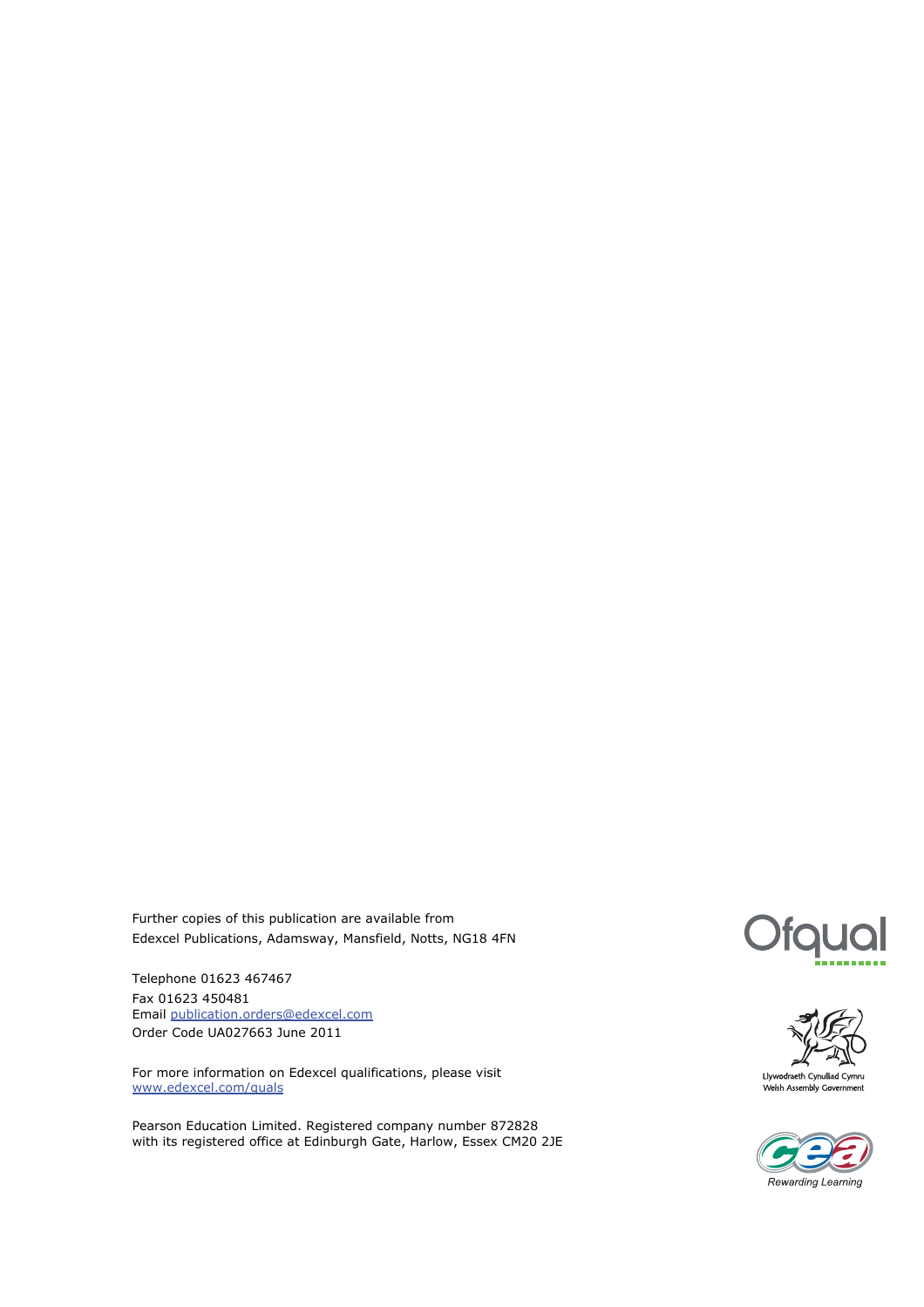Further copies of this publication are available from
Edexcel Publications, Adamsway, Mansfield, Notts, NG18 4FN

Telephone 01623 467467
Fax 01623 450481
Email publication.orders@edexcel.com
Order Code UA027663 June 2011

For more information on Edexcel qualifications, please visit
www.edexcel.com/quals

Pearson Education Limited. Registered company number 872828
with its registered office at Edinburgh Gate, Harlow, Essex CM20 2JE

Ofqual

Llywodraeth Cynulliad Cymru
Welsh Assembly Government

Rewarding Learning